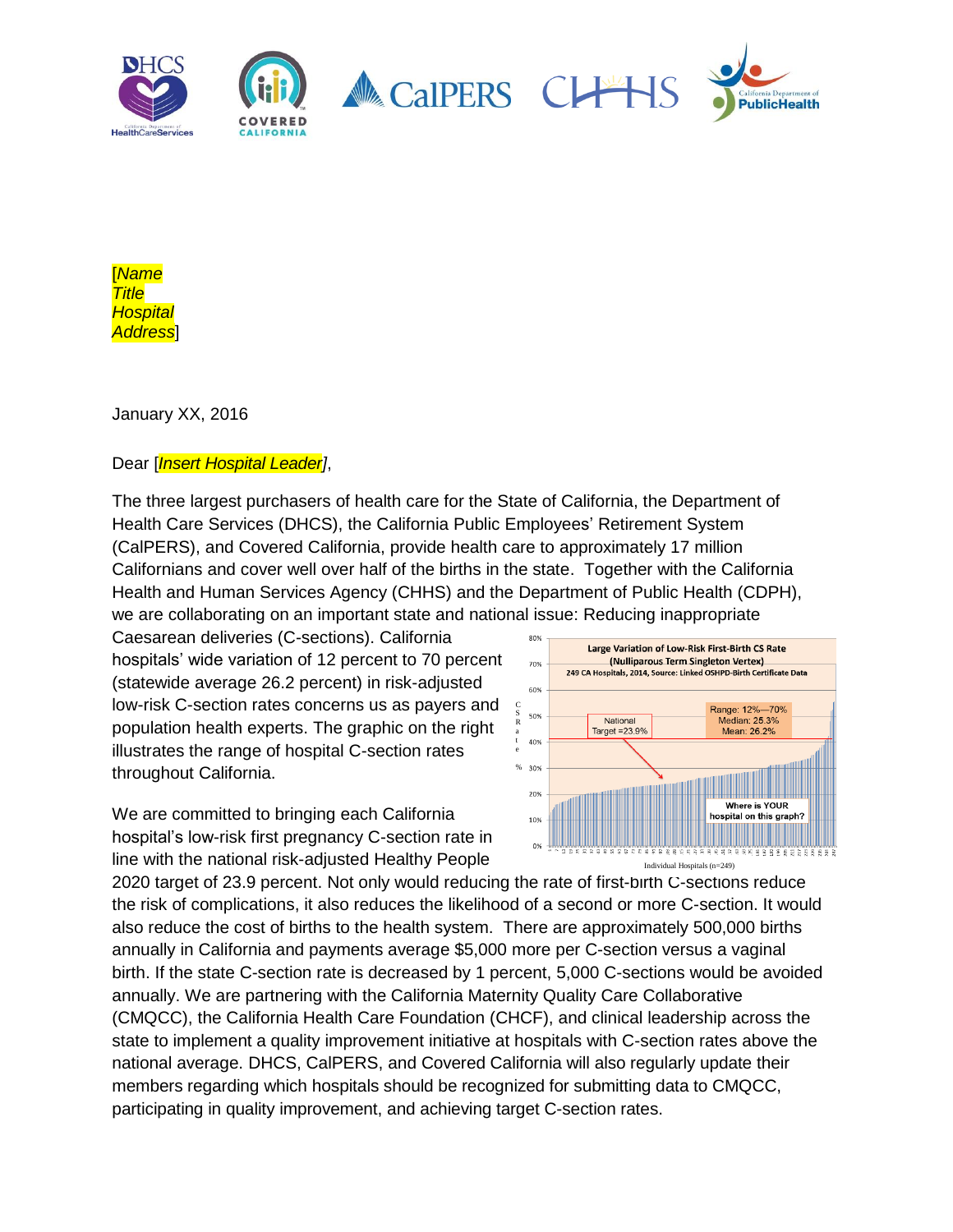[*Name*
*Title*
*Hospital*
*Address*]

January XX, 2016

Dear [*Insert Hospital Leader*],

The three largest purchasers of health care for the State of California, the Department of Health Care Services (DHCS), the California Public Employees' Retirement System (CalPERS), and Covered California, provide health care to approximately 17 million Californians and cover well over half of the births in the state. Together with the California Health and Human Services Agency (CHHS) and the Department of Public Health (CDPH), we are collaborating on an important state and national issue: Reducing inappropriate Caesarean deliveries (C-sections). California hospitals' wide variation of 12 percent to 70 percent (statewide average 26.2 percent) in risk-adjusted low-risk C-section rates concerns us as payers and population health experts. The graphic on the right illustrates the range of hospital C-section rates throughout California.

Large Variation of Low-Risk First-Birth CS Rate
(Nulliparous Term Singleton Vertex)
249 CA Hospitals, 2014, Source: Linked OSHPD-Birth Certificate Data

National Target =23.9%

Range: 12%—70%
Median: 25.3%
Mean: 26.2%

Where is YOUR hospital on this graph?

CS Rate %

80%
70%
60%
50%
40%
30%
20%
10%
0%

Individual Hospitals (n=249)

We are committed to bringing each California hospital's low-risk first pregnancy C-section rate in line with the national risk-adjusted Healthy People 2020 target of 23.9 percent. Not only would reducing the rate of first-birth C-sections reduce the risk of complications, it also reduces the likelihood of a second or more C-section. It would also reduce the cost of births to the health system. There are approximately 500,000 births annually in California and payments average $5,000 more per C-section versus a vaginal birth. If the state C-section rate is decreased by 1 percent, 5,000 C-sections would be avoided annually. We are partnering with the California Maternity Quality Care Collaborative (CMQCC), the California Health Care Foundation (CHCF), and clinical leadership across the state to implement a quality improvement initiative at hospitals with C-section rates above the national average. DHCS, CalPERS, and Covered California will also regularly update their members regarding which hospitals should be recognized for submitting data to CMQCC, participating in quality improvement, and achieving target C-section rates.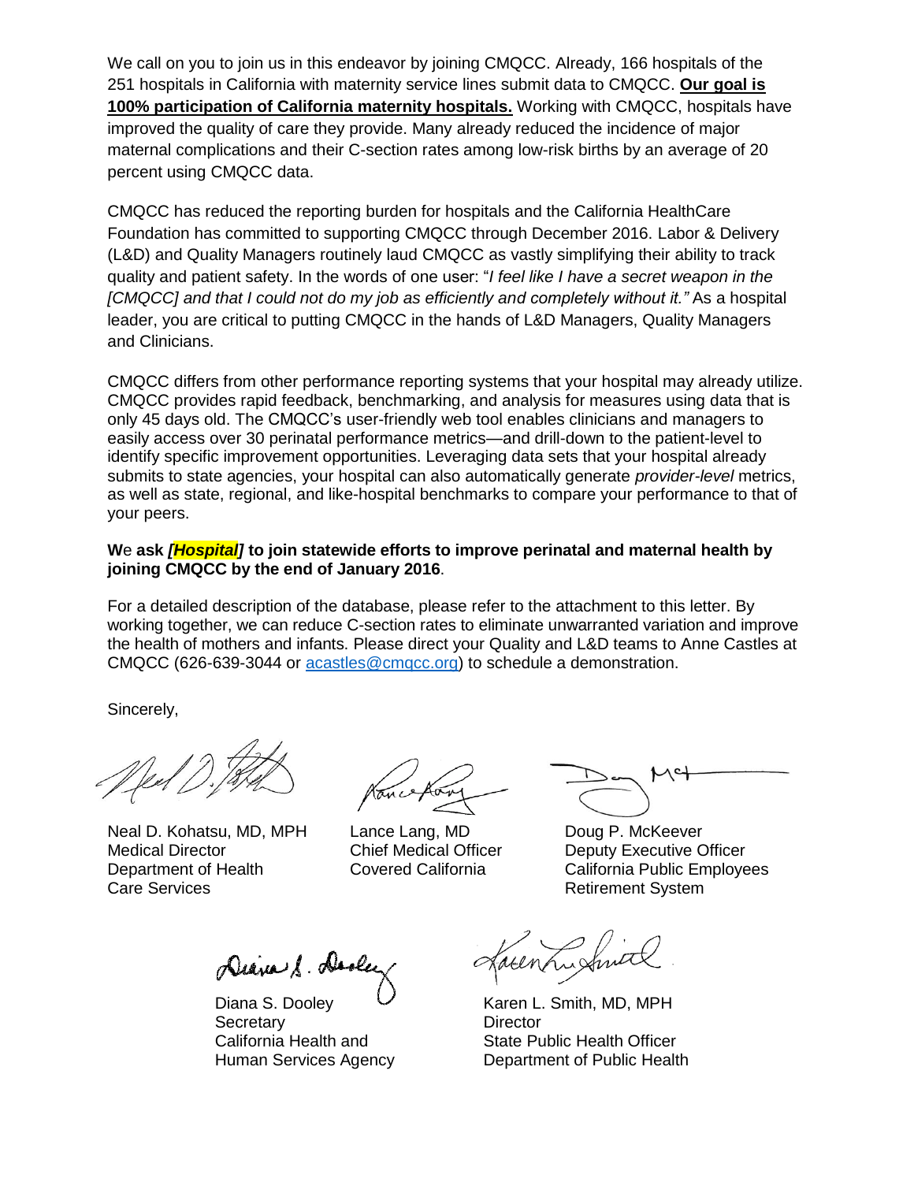We call on you to join us in this endeavor by joining CMQCC. Already, 166 hospitals of the 251 hospitals in California with maternity service lines submit data to CMQCC. **Our goal is 100% participation of California maternity hospitals.** Working with CMQCC, hospitals have improved the quality of care they provide. Many already reduced the incidence of major maternal complications and their C-section rates among low-risk births by an average of 20 percent using CMQCC data.

CMQCC has reduced the reporting burden for hospitals and the California HealthCare Foundation has committed to supporting CMQCC through December 2016. Labor & Delivery (L&D) and Quality Managers routinely laud CMQCC as vastly simplifying their ability to track quality and patient safety. In the words of one user: "*I feel like I have a secret weapon in the [CMQCC] and that I could not do my job as efficiently and completely without it."* As a hospital leader, you are critical to putting CMQCC in the hands of L&D Managers, Quality Managers and Clinicians.

CMQCC differs from other performance reporting systems that your hospital may already utilize. CMQCC provides rapid feedback, benchmarking, and analysis for measures using data that is only 45 days old. The CMQCC's user-friendly web tool enables clinicians and managers to easily access over 30 perinatal performance metrics—and drill-down to the patient-level to identify specific improvement opportunities. Leveraging data sets that your hospital already submits to state agencies, your hospital can also automatically generate *provider-level* metrics, as well as state, regional, and like-hospital benchmarks to compare your performance to that of your peers.

**We ask *[Hospital]* to join statewide efforts to improve perinatal and maternal health by joining CMQCC by the end of January 2016**.

For a detailed description of the database, please refer to the attachment to this letter. By working together, we can reduce C-section rates to eliminate unwarranted variation and improve the health of mothers and infants. Please direct your Quality and L&D teams to Anne Castles at CMQCC (626-639-3044 or acastles@cmqcc.org) to schedule a demonstration.

Sincerely,

Neal D. Kohatsu, MD, MPH
Medical Director
Department of Health Care Services

Lance Lang, MD
Chief Medical Officer
Covered California

Doug P. McKeever
Deputy Executive Officer
California Public Employees Retirement System

Diana S. Dooley
Secretary
California Health and Human Services Agency

Karen L. Smith, MD, MPH
Director
State Public Health Officer
Department of Public Health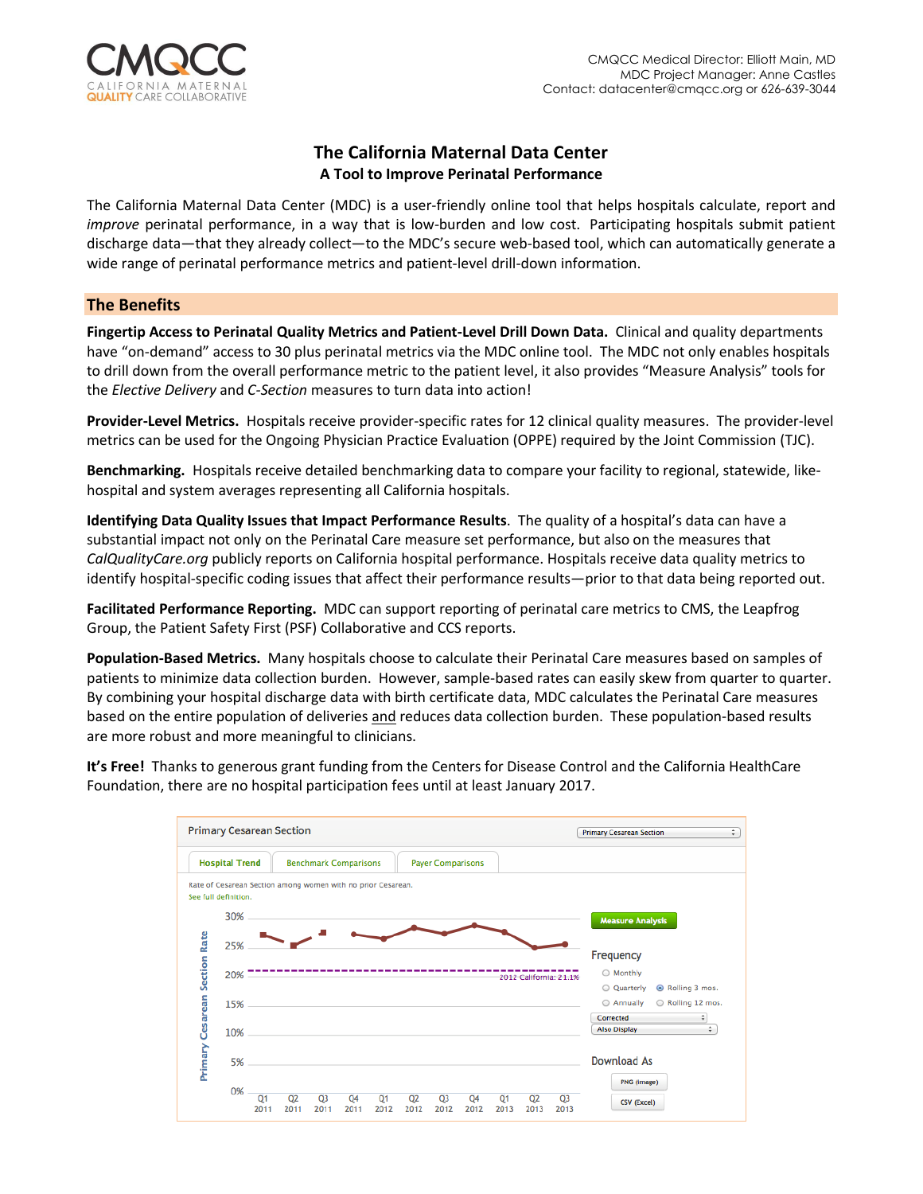CMQCC Medical Director: Elliott Main, MD
MDC Project Manager: Anne Castles
Contact: datacenter@cmqcc.org or 626-639-3044

# The California Maternal Data Center

## A Tool to Improve Perinatal Performance

The California Maternal Data Center (MDC) is a user-friendly online tool that helps hospitals calculate, report and *improve* perinatal performance, in a way that is low-burden and low cost. Participating hospitals submit patient discharge data—that they already collect—to the MDC's secure web-based tool, which can automatically generate a wide range of perinatal performance metrics and patient-level drill-down information.

## The Benefits

**Fingertip Access to Perinatal Quality Metrics and Patient-Level Drill Down Data.** Clinical and quality departments have "on-demand" access to 30 plus perinatal metrics via the MDC online tool. The MDC not only enables hospitals to drill down from the overall performance metric to the patient level, it also provides "Measure Analysis" tools for the *Elective Delivery* and *C-Section* measures to turn data into action!

**Provider-Level Metrics.** Hospitals receive provider-specific rates for 12 clinical quality measures. The provider-level metrics can be used for the Ongoing Physician Practice Evaluation (OPPE) required by the Joint Commission (TJC).

**Benchmarking.** Hospitals receive detailed benchmarking data to compare your facility to regional, statewide, like-hospital and system averages representing all California hospitals.

**Identifying Data Quality Issues that Impact Performance Results**. The quality of a hospital's data can have a substantial impact not only on the Perinatal Care measure set performance, but also on the measures that *CalQualityCare.org* publicly reports on California hospital performance. Hospitals receive data quality metrics to identify hospital-specific coding issues that affect their performance results—prior to that data being reported out.

**Facilitated Performance Reporting.** MDC can support reporting of perinatal care metrics to CMS, the Leapfrog Group, the Patient Safety First (PSF) Collaborative and CCS reports.

**Population-Based Metrics.** Many hospitals choose to calculate their Perinatal Care measures based on samples of patients to minimize data collection burden. However, sample-based rates can easily skew from quarter to quarter. By combining your hospital discharge data with birth certificate data, MDC calculates the Perinatal Care measures based on the entire population of deliveries <u>and</u> reduces data collection burden. These population-based results are more robust and more meaningful to clinicians.

**It's Free!** Thanks to generous grant funding from the Centers for Disease Control and the California HealthCare Foundation, there are no hospital participation fees until at least January 2017.

Primary Cesarean Section
Primary Cesarean Section
Hospital Trend | Benchmark Comparisons | Payer Comparisons
Rate of Cesarean Section among women with no prior Cesarean.
See full definition.
Primary Cesarean Section Rate
30%
25%
20%
15%
10%
5%
0%
2012 California: 21.1%
Q1 2011 Q2 2011 Q3 2011 Q4 2011 Q1 2012 Q2 2012 Q3 2012 Q4 2012 Q1 2013 Q2 2013 Q3 2013
Measure Analysis
Frequency
Monthly
Quarterly
Rolling 3 mos.
Annually
Rolling 12 mos.
Corrected
Also Display
Download As
PNG (Image)
CSV (Excel)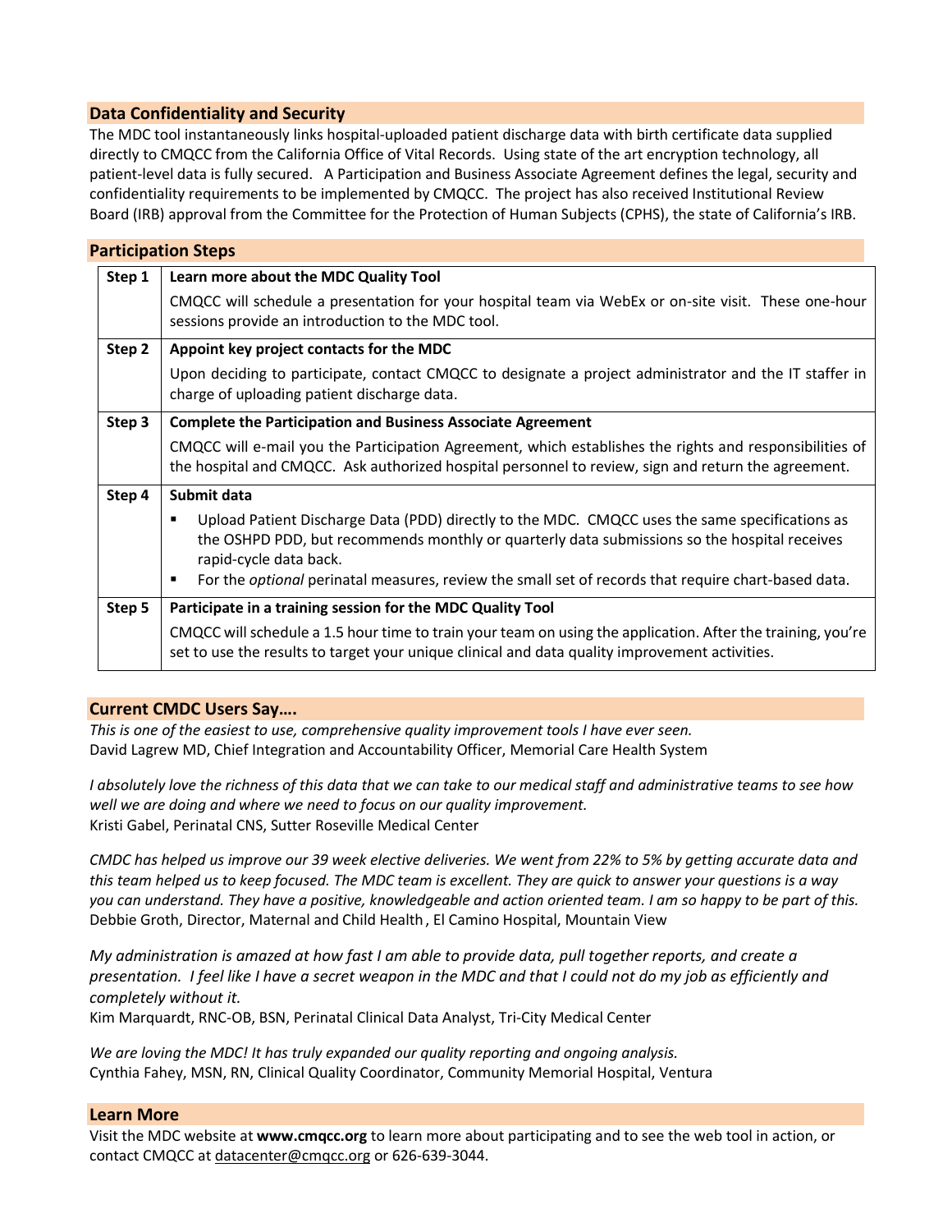## Data Confidentiality and Security

The MDC tool instantaneously links hospital-uploaded patient discharge data with birth certificate data supplied directly to CMQCC from the California Office of Vital Records. Using state of the art encryption technology, all patient-level data is fully secured. A Participation and Business Associate Agreement defines the legal, security and confidentiality requirements to be implemented by CMQCC. The project has also received Institutional Review Board (IRB) approval from the Committee for the Protection of Human Subjects (CPHS), the state of California's IRB.

## Participation Steps

| | |
|---|---|
| **Step 1** | **Learn more about the MDC Quality Tool**<br>CMQCC will schedule a presentation for your hospital team via WebEx or on-site visit. These one-hour sessions provide an introduction to the MDC tool. |
| **Step 2** | **Appoint key project contacts for the MDC**<br>Upon deciding to participate, contact CMQCC to designate a project administrator and the IT staffer in charge of uploading patient discharge data. |
| **Step 3** | **Complete the Participation and Business Associate Agreement**<br>CMQCC will e-mail you the Participation Agreement, which establishes the rights and responsibilities of the hospital and CMQCC. Ask authorized hospital personnel to review, sign and return the agreement. |
| **Step 4** | **Submit data**<br>▪ Upload Patient Discharge Data (PDD) directly to the MDC. CMQCC uses the same specifications as the OSHPD PDD, but recommends monthly or quarterly data submissions so the hospital receives rapid-cycle data back.<br>▪ For the *optional* perinatal measures, review the small set of records that require chart-based data. |
| **Step 5** | **Participate in a training session for the MDC Quality Tool**<br>CMQCC will schedule a 1.5 hour time to train your team on using the application. After the training, you're set to use the results to target your unique clinical and data quality improvement activities. |

## Current CMDC Users Say….

*This is one of the easiest to use, comprehensive quality improvement tools I have ever seen.*
David Lagrew MD, Chief Integration and Accountability Officer, Memorial Care Health System

*I absolutely love the richness of this data that we can take to our medical staff and administrative teams to see how well we are doing and where we need to focus on our quality improvement.*
Kristi Gabel, Perinatal CNS, Sutter Roseville Medical Center

*CMDC has helped us improve our 39 week elective deliveries. We went from 22% to 5% by getting accurate data and this team helped us to keep focused. The MDC team is excellent. They are quick to answer your questions is a way you can understand. They have a positive, knowledgeable and action oriented team. I am so happy to be part of this.*
Debbie Groth, Director, Maternal and Child Health , El Camino Hospital, Mountain View

*My administration is amazed at how fast I am able to provide data, pull together reports, and create a presentation. I feel like I have a secret weapon in the MDC and that I could not do my job as efficiently and completely without it.*
Kim Marquardt, RNC-OB, BSN, Perinatal Clinical Data Analyst, Tri-City Medical Center

*We are loving the MDC! It has truly expanded our quality reporting and ongoing analysis.*
Cynthia Fahey, MSN, RN, Clinical Quality Coordinator, Community Memorial Hospital, Ventura

## Learn More

Visit the MDC website at **www.cmqcc.org** to learn more about participating and to see the web tool in action, or contact CMQCC at datacenter@cmqcc.org or 626-639-3044.